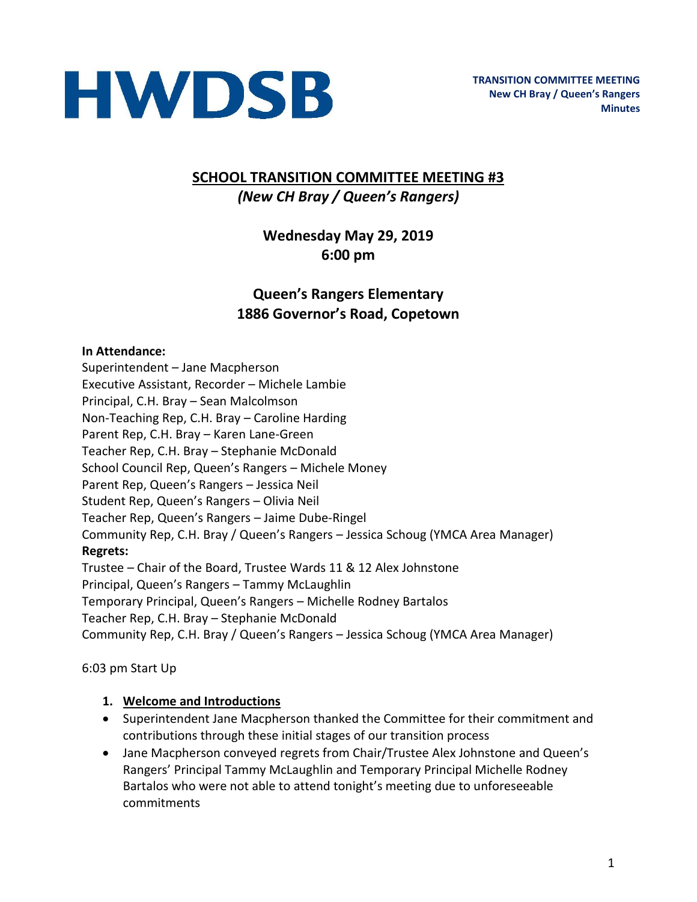HWDSB

**TRANSITION COMMITTEE MEETING**
**New CH Bray / Queen's Rangers**
**Minutes**

# SCHOOL TRANSITION COMMITTEE MEETING #3

*(New CH Bray / Queen's Rangers)*

## Wednesday May 29, 2019
## 6:00 pm

## Queen's Rangers Elementary
## 1886 Governor's Road, Copetown

**In Attendance:**
Superintendent – Jane Macpherson
Executive Assistant, Recorder – Michele Lambie
Principal, C.H. Bray – Sean Malcolmson
Non-Teaching Rep, C.H. Bray – Caroline Harding
Parent Rep, C.H. Bray – Karen Lane-Green
Teacher Rep, C.H. Bray – Stephanie McDonald
School Council Rep, Queen's Rangers – Michele Money
Parent Rep, Queen's Rangers – Jessica Neil
Student Rep, Queen's Rangers – Olivia Neil
Teacher Rep, Queen's Rangers – Jaime Dube-Ringel
Community Rep, C.H. Bray / Queen's Rangers – Jessica Schoug (YMCA Area Manager)
**Regrets:**
Trustee – Chair of the Board, Trustee Wards 11 & 12 Alex Johnstone
Principal, Queen's Rangers – Tammy McLaughlin
Temporary Principal, Queen's Rangers – Michelle Rodney Bartalos
Teacher Rep, C.H. Bray – Stephanie McDonald
Community Rep, C.H. Bray / Queen's Rangers – Jessica Schoug (YMCA Area Manager)

6:03 pm Start Up

1. **Welcome and Introductions**

- Superintendent Jane Macpherson thanked the Committee for their commitment and contributions through these initial stages of our transition process
- Jane Macpherson conveyed regrets from Chair/Trustee Alex Johnstone and Queen's Rangers' Principal Tammy McLaughlin and Temporary Principal Michelle Rodney Bartalos who were not able to attend tonight's meeting due to unforeseeable commitments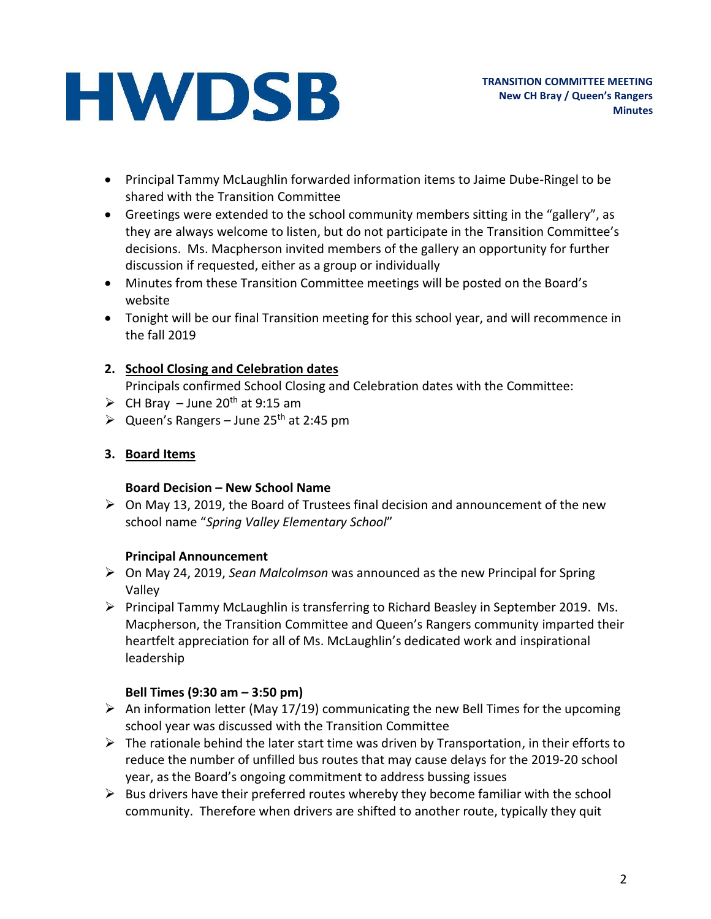- Principal Tammy McLaughlin forwarded information items to Jaime Dube-Ringel to be shared with the Transition Committee
- Greetings were extended to the school community members sitting in the "gallery", as they are always welcome to listen, but do not participate in the Transition Committee's decisions. Ms. Macpherson invited members of the gallery an opportunity for further discussion if requested, either as a group or individually
- Minutes from these Transition Committee meetings will be posted on the Board's website
- Tonight will be our final Transition meeting for this school year, and will recommence in the fall 2019

**2. <u>School Closing and Celebration dates</u>**

Principals confirmed School Closing and Celebration dates with the Committee:

- CH Bray – June 20th at 9:15 am
- Queen's Rangers – June 25th at 2:45 pm

**3. <u>Board Items</u>**

**Board Decision – New School Name**

- On May 13, 2019, the Board of Trustees final decision and announcement of the new school name "*Spring Valley Elementary School*"

**Principal Announcement**

- On May 24, 2019, *Sean Malcolmson* was announced as the new Principal for Spring Valley
- Principal Tammy McLaughlin is transferring to Richard Beasley in September 2019. Ms. Macpherson, the Transition Committee and Queen's Rangers community imparted their heartfelt appreciation for all of Ms. McLaughlin's dedicated work and inspirational leadership

**Bell Times (9:30 am – 3:50 pm)**

- An information letter (May 17/19) communicating the new Bell Times for the upcoming school year was discussed with the Transition Committee
- The rationale behind the later start time was driven by Transportation, in their efforts to reduce the number of unfilled bus routes that may cause delays for the 2019-20 school year, as the Board's ongoing commitment to address bussing issues
- Bus drivers have their preferred routes whereby they become familiar with the school community. Therefore when drivers are shifted to another route, typically they quit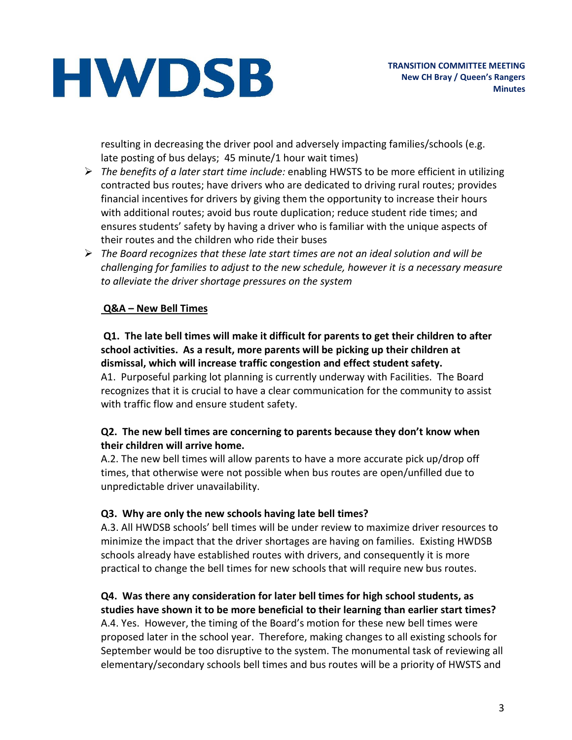resulting in decreasing the driver pool and adversely impacting families/schools (e.g. late posting of bus delays; 45 minute/1 hour wait times)

- *The benefits of a later start time include:* enabling HWSTS to be more efficient in utilizing contracted bus routes; have drivers who are dedicated to driving rural routes; provides financial incentives for drivers by giving them the opportunity to increase their hours with additional routes; avoid bus route duplication; reduce student ride times; and ensures students' safety by having a driver who is familiar with the unique aspects of their routes and the children who ride their buses
- *The Board recognizes that these late start times are not an ideal solution and will be challenging for families to adjust to the new schedule, however it is a necessary measure to alleviate the driver shortage pressures on the system*

**<u>Q&A – New Bell Times</u>**

**Q1. The late bell times will make it difficult for parents to get their children to after school activities. As a result, more parents will be picking up their children at dismissal, which will increase traffic congestion and effect student safety.**

A1. Purposeful parking lot planning is currently underway with Facilities. The Board recognizes that it is crucial to have a clear communication for the community to assist with traffic flow and ensure student safety.

**Q2. The new bell times are concerning to parents because they don't know when their children will arrive home.**

A.2. The new bell times will allow parents to have a more accurate pick up/drop off times, that otherwise were not possible when bus routes are open/unfilled due to unpredictable driver unavailability.

**Q3. Why are only the new schools having late bell times?**

A.3. All HWDSB schools' bell times will be under review to maximize driver resources to minimize the impact that the driver shortages are having on families. Existing HWDSB schools already have established routes with drivers, and consequently it is more practical to change the bell times for new schools that will require new bus routes.

**Q4. Was there any consideration for later bell times for high school students, as studies have shown it to be more beneficial to their learning than earlier start times?**

A.4. Yes. However, the timing of the Board's motion for these new bell times were proposed later in the school year. Therefore, making changes to all existing schools for September would be too disruptive to the system. The monumental task of reviewing all elementary/secondary schools bell times and bus routes will be a priority of HWSTS and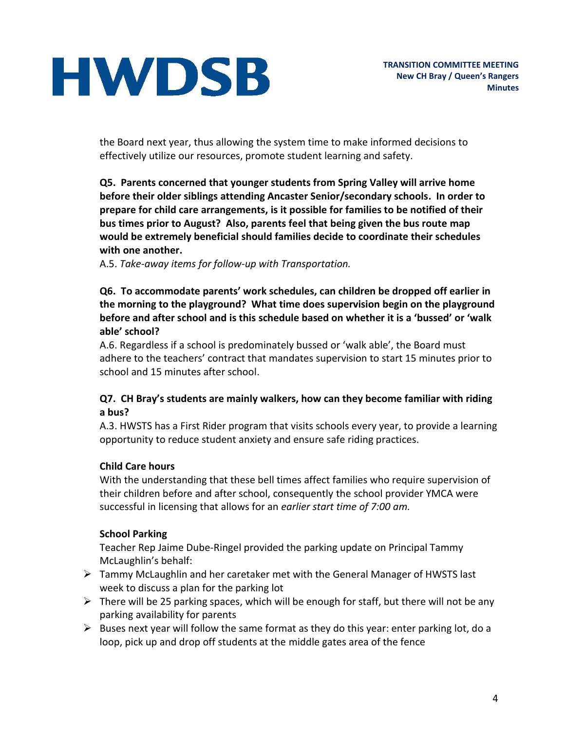the Board next year, thus allowing the system time to make informed decisions to effectively utilize our resources, promote student learning and safety.

**Q5. Parents concerned that younger students from Spring Valley will arrive home before their older siblings attending Ancaster Senior/secondary schools. In order to prepare for child care arrangements, is it possible for families to be notified of their bus times prior to August? Also, parents feel that being given the bus route map would be extremely beneficial should families decide to coordinate their schedules with one another.**

A.5. *Take-away items for follow-up with Transportation.*

**Q6. To accommodate parents' work schedules, can children be dropped off earlier in the morning to the playground? What time does supervision begin on the playground before and after school and is this schedule based on whether it is a 'bussed' or 'walk able' school?**

A.6. Regardless if a school is predominately bussed or 'walk able', the Board must adhere to the teachers' contract that mandates supervision to start 15 minutes prior to school and 15 minutes after school.

**Q7. CH Bray's students are mainly walkers, how can they become familiar with riding a bus?**

A.3. HWSTS has a First Rider program that visits schools every year, to provide a learning opportunity to reduce student anxiety and ensure safe riding practices.

**Child Care hours**

With the understanding that these bell times affect families who require supervision of their children before and after school, consequently the school provider YMCA were successful in licensing that allows for an *earlier start time of 7:00 am.*

**School Parking**

Teacher Rep Jaime Dube-Ringel provided the parking update on Principal Tammy McLaughlin's behalf:

- Tammy McLaughlin and her caretaker met with the General Manager of HWSTS last week to discuss a plan for the parking lot
- There will be 25 parking spaces, which will be enough for staff, but there will not be any parking availability for parents
- Buses next year will follow the same format as they do this year: enter parking lot, do a loop, pick up and drop off students at the middle gates area of the fence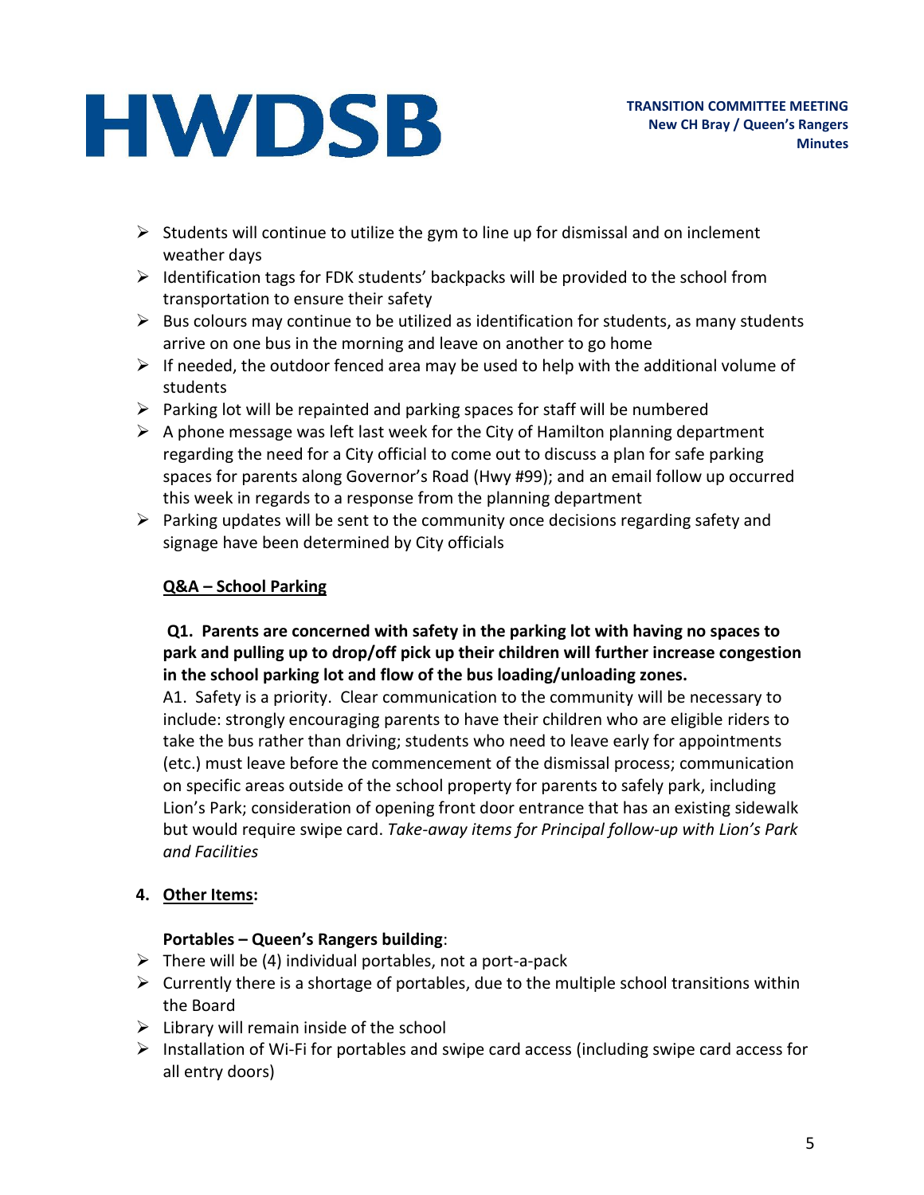- Students will continue to utilize the gym to line up for dismissal and on inclement weather days
- Identification tags for FDK students' backpacks will be provided to the school from transportation to ensure their safety
- Bus colours may continue to be utilized as identification for students, as many students arrive on one bus in the morning and leave on another to go home
- If needed, the outdoor fenced area may be used to help with the additional volume of students
- Parking lot will be repainted and parking spaces for staff will be numbered
- A phone message was left last week for the City of Hamilton planning department regarding the need for a City official to come out to discuss a plan for safe parking spaces for parents along Governor's Road (Hwy #99); and an email follow up occurred this week in regards to a response from the planning department
- Parking updates will be sent to the community once decisions regarding safety and signage have been determined by City officials

**<u>Q&A – School Parking</u>**

**Q1. Parents are concerned with safety in the parking lot with having no spaces to park and pulling up to drop/off pick up their children will further increase congestion in the school parking lot and flow of the bus loading/unloading zones.**

A1. Safety is a priority. Clear communication to the community will be necessary to include: strongly encouraging parents to have their children who are eligible riders to take the bus rather than driving; students who need to leave early for appointments (etc.) must leave before the commencement of the dismissal process; communication on specific areas outside of the school property for parents to safely park, including Lion's Park; consideration of opening front door entrance that has an existing sidewalk but would require swipe card. *Take-away items for Principal follow-up with Lion's Park and Facilities*

## 4. <u>Other Items</u>:

**Portables – Queen's Rangers building**:

- There will be (4) individual portables, not a port-a-pack
- Currently there is a shortage of portables, due to the multiple school transitions within the Board
- Library will remain inside of the school
- Installation of Wi-Fi for portables and swipe card access (including swipe card access for all entry doors)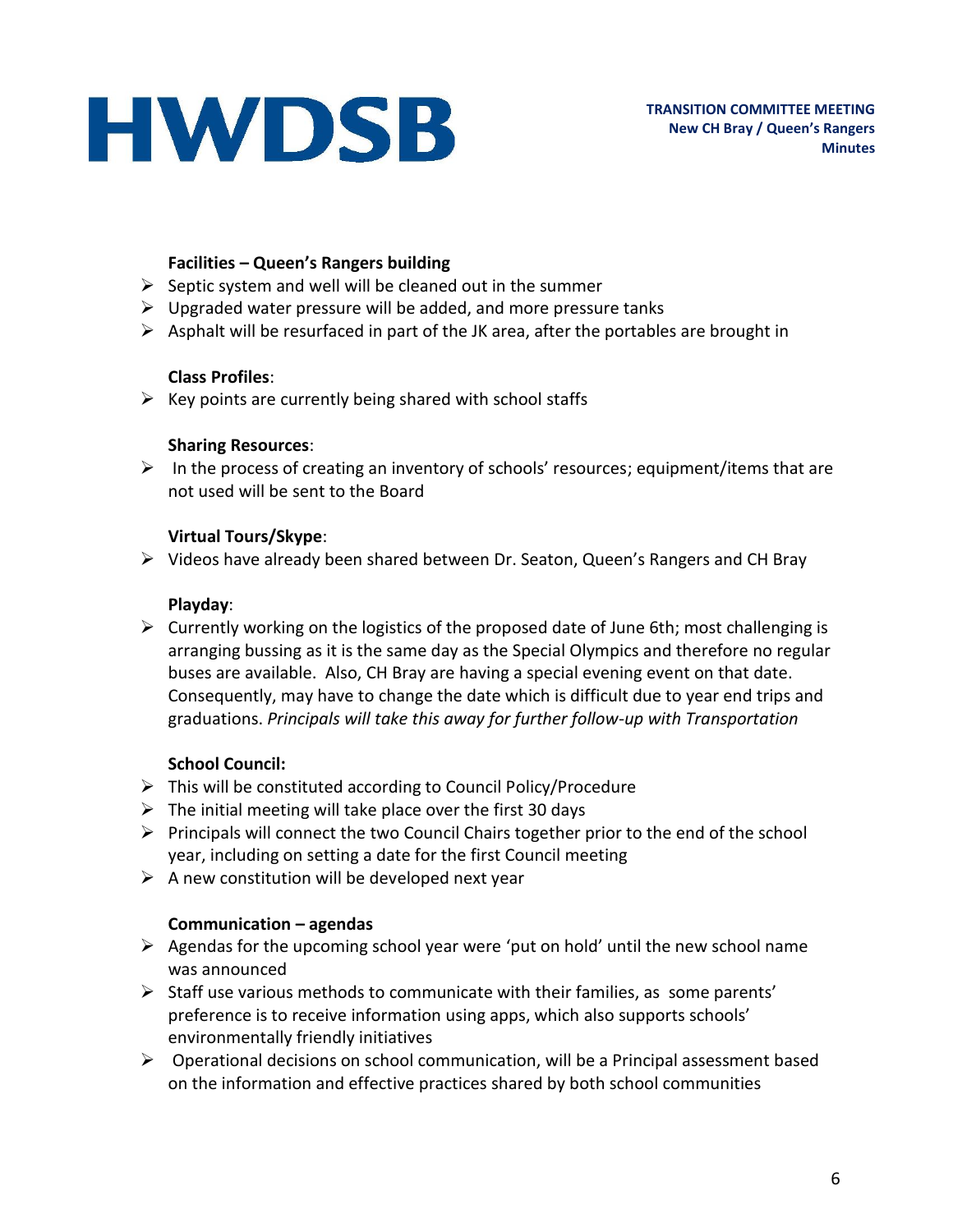**Facilities – Queen's Rangers building**

- Septic system and well will be cleaned out in the summer
- Upgraded water pressure will be added, and more pressure tanks
- Asphalt will be resurfaced in part of the JK area, after the portables are brought in

**Class Profiles**:

- Key points are currently being shared with school staffs

**Sharing Resources**:

- In the process of creating an inventory of schools' resources; equipment/items that are not used will be sent to the Board

**Virtual Tours/Skype**:

- Videos have already been shared between Dr. Seaton, Queen's Rangers and CH Bray

**Playday**:

- Currently working on the logistics of the proposed date of June 6th; most challenging is arranging bussing as it is the same day as the Special Olympics and therefore no regular buses are available. Also, CH Bray are having a special evening event on that date. Consequently, may have to change the date which is difficult due to year end trips and graduations. *Principals will take this away for further follow-up with Transportation*

**School Council:**

- This will be constituted according to Council Policy/Procedure
- The initial meeting will take place over the first 30 days
- Principals will connect the two Council Chairs together prior to the end of the school year, including on setting a date for the first Council meeting
- A new constitution will be developed next year

**Communication – agendas**

- Agendas for the upcoming school year were 'put on hold' until the new school name was announced
- Staff use various methods to communicate with their families, as some parents' preference is to receive information using apps, which also supports schools' environmentally friendly initiatives
- Operational decisions on school communication, will be a Principal assessment based on the information and effective practices shared by both school communities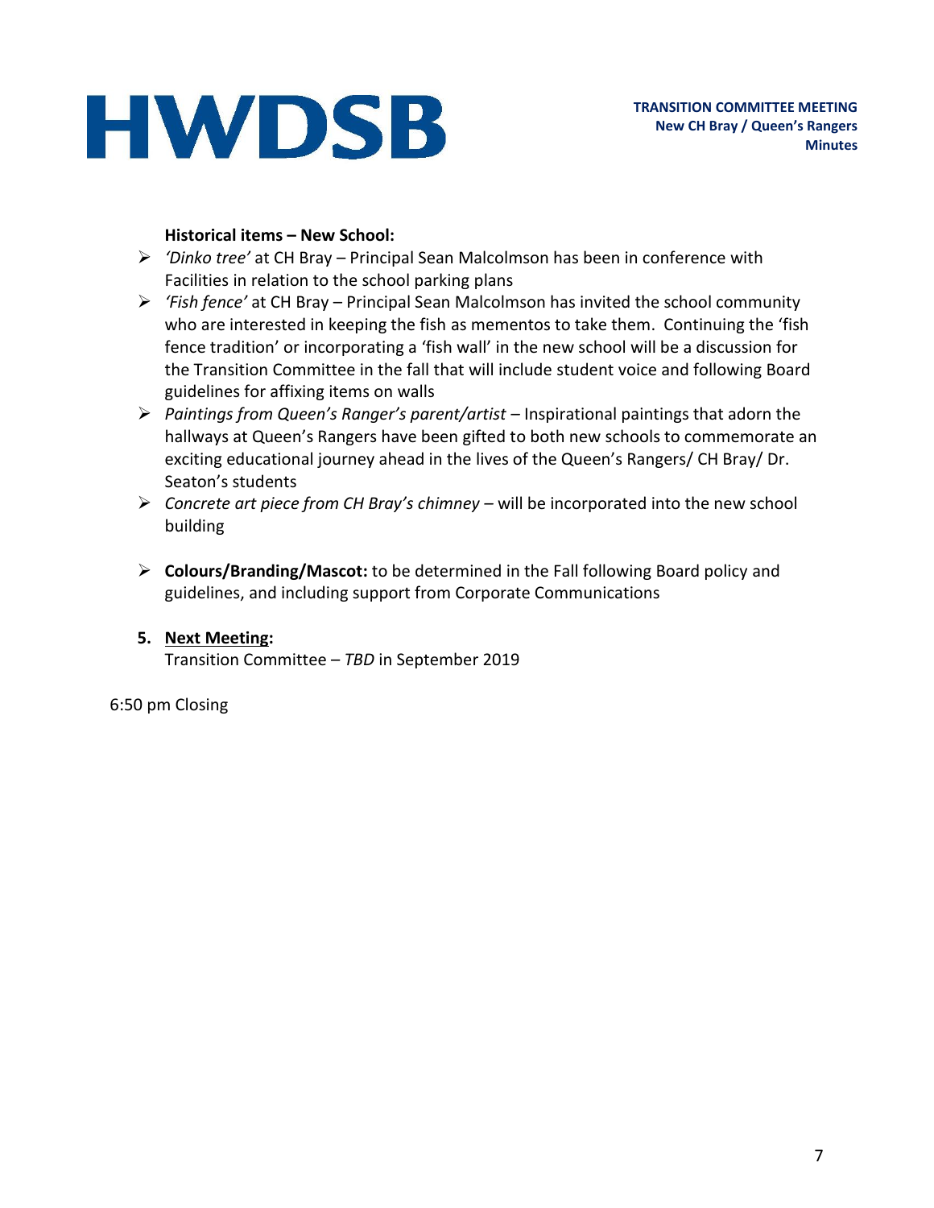**Historical items – New School:**

- *'Dinko tree'* at CH Bray – Principal Sean Malcolmson has been in conference with Facilities in relation to the school parking plans
- *'Fish fence'* at CH Bray – Principal Sean Malcolmson has invited the school community who are interested in keeping the fish as mementos to take them. Continuing the 'fish fence tradition' or incorporating a 'fish wall' in the new school will be a discussion for the Transition Committee in the fall that will include student voice and following Board guidelines for affixing items on walls
- *Paintings from Queen's Ranger's parent/artist* – Inspirational paintings that adorn the hallways at Queen's Rangers have been gifted to both new schools to commemorate an exciting educational journey ahead in the lives of the Queen's Rangers/ CH Bray/ Dr. Seaton's students
- *Concrete art piece from CH Bray's chimney* – will be incorporated into the new school building

- **Colours/Branding/Mascot:** to be determined in the Fall following Board policy and guidelines, and including support from Corporate Communications

5. **Next Meeting:**
   Transition Committee – *TBD* in September 2019

6:50 pm Closing